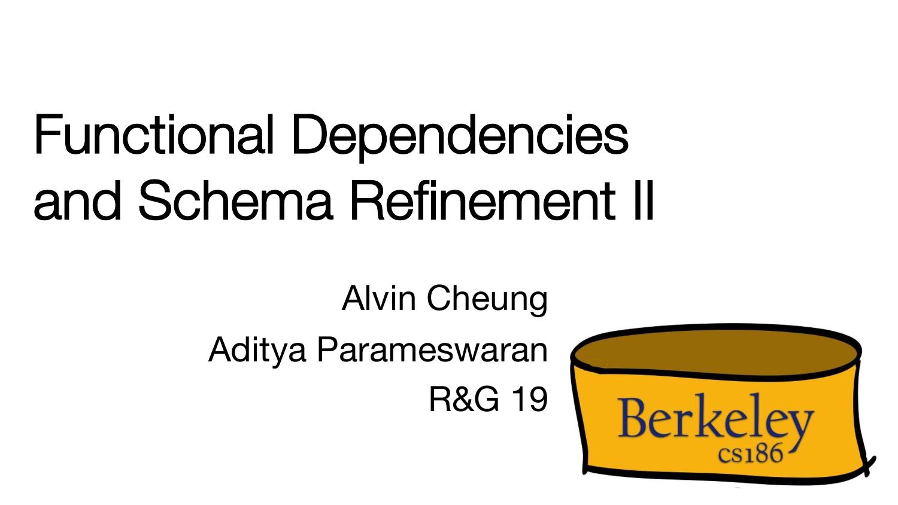# Functional Dependencies and Schema Refinement II

Alvin Cheung

Aditya Parameswaran

R&G 19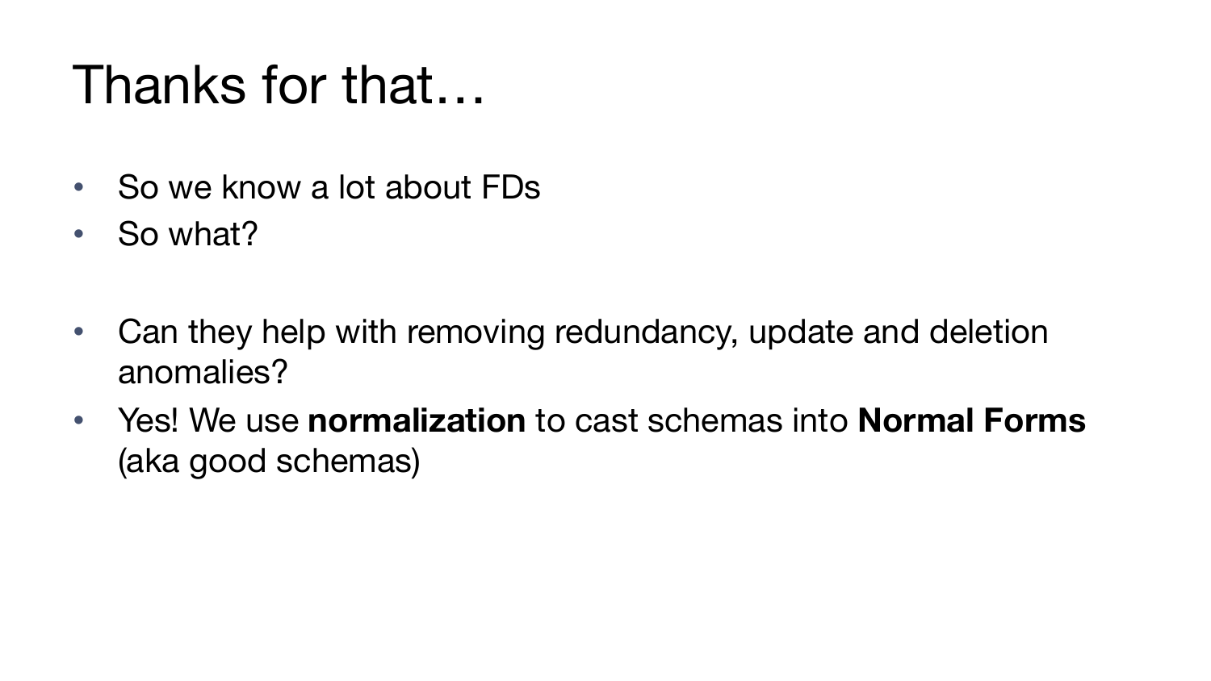# Thanks for that…

- So we know a lot about FDs
- So what?

- Can they help with removing redundancy, update and deletion anomalies?
- Yes! We use **normalization** to cast schemas into **Normal Forms** (aka good schemas)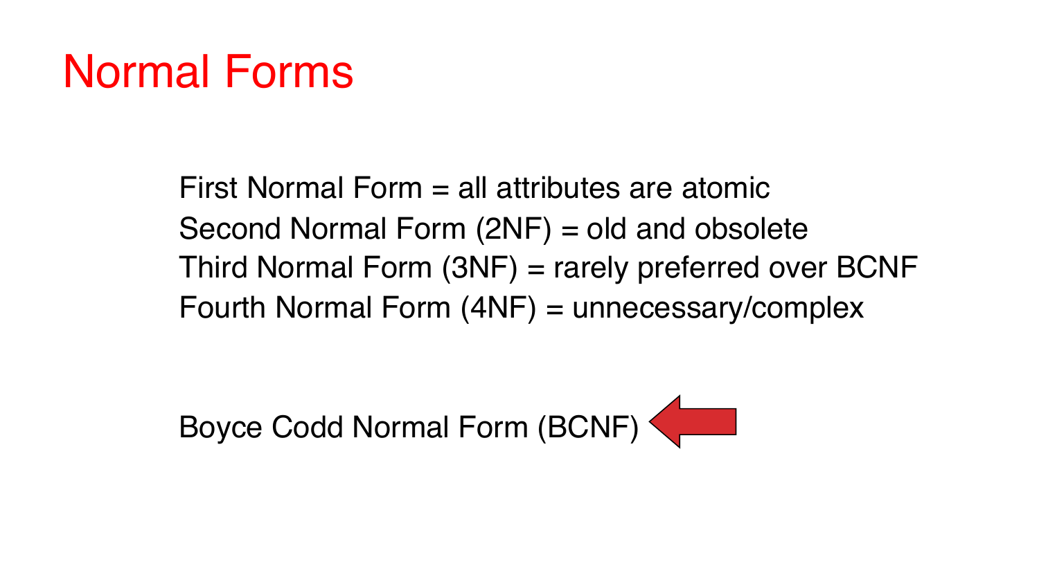# Normal Forms

First Normal Form = all attributes are atomic
Second Normal Form (2NF) = old and obsolete
Third Normal Form (3NF) = rarely preferred over BCNF
Fourth Normal Form (4NF) = unnecessary/complex

Boyce Codd Normal Form (BCNF)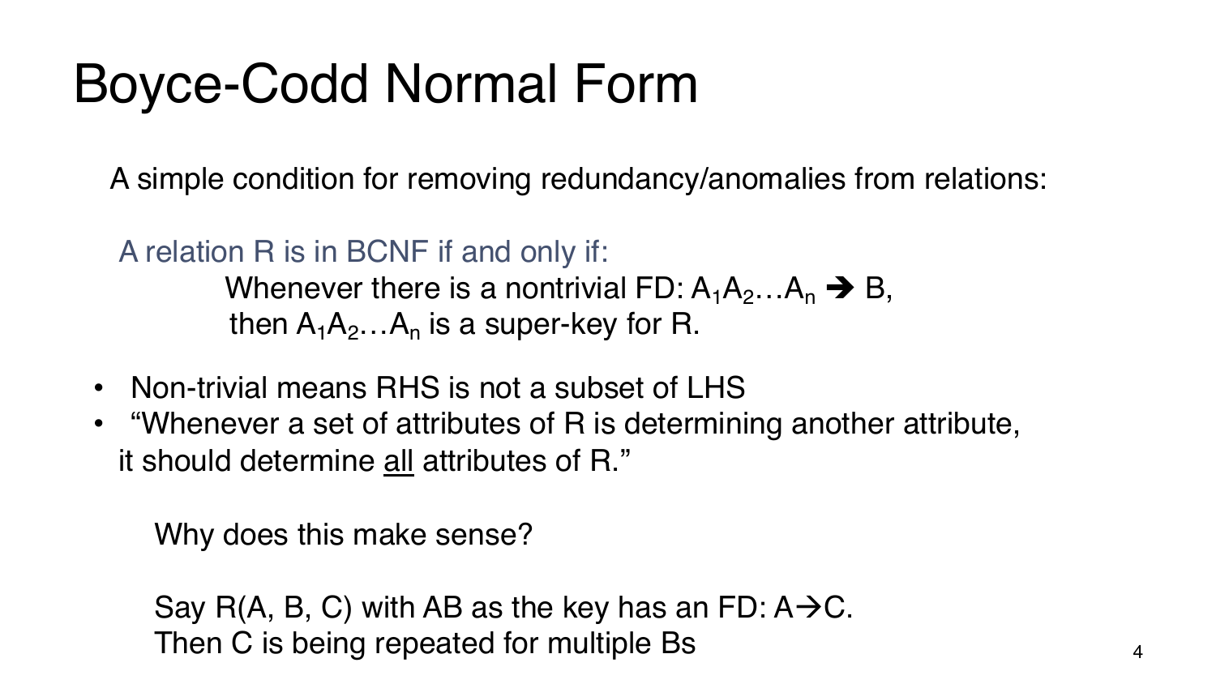# Boyce-Codd Normal Form

A simple condition for removing redundancy/anomalies from relations:

A relation R is in BCNF if and only if:

Whenever there is a nontrivial FD: $A_1A_2 \ldots A_n \rightarrow B$,
then $A_1A_2 \ldots A_n$ is a super-key for R.

- Non-trivial means RHS is not a subset of LHS
- "Whenever a set of attributes of R is determining another attribute, it should determine <u>all</u> attributes of R."

Why does this make sense?

Say R(A, B, C) with AB as the key has an FD: $A \rightarrow C$.
Then C is being repeated for multiple Bs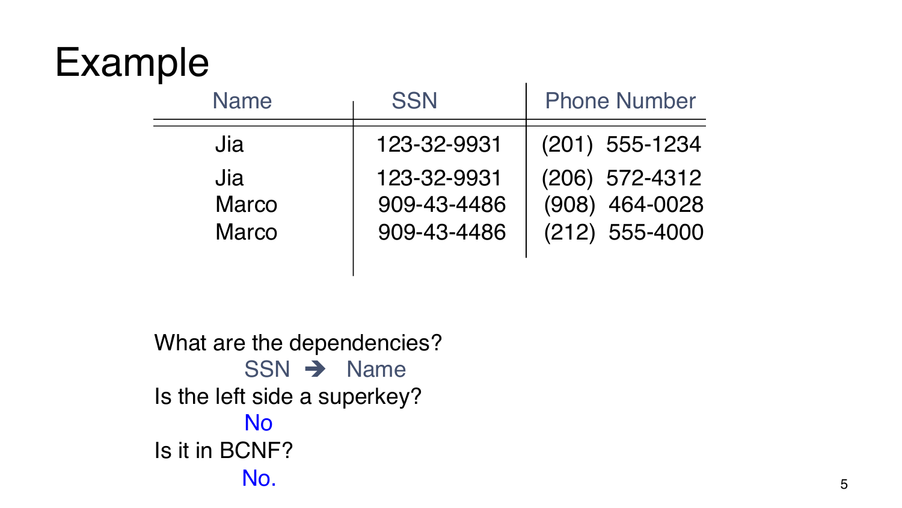# Example

| Name | SSN | Phone Number |
|---|---|---|
| Jia | 123-32-9931 | (201) 555-1234 |
| Jia | 123-32-9931 | (206) 572-4312 |
| Marco | 909-43-4486 | (908) 464-0028 |
| Marco | 909-43-4486 | (212) 555-4000 |

What are the dependencies?

SSN ➔ Name

Is the left side a superkey?

No

Is it in BCNF?

No.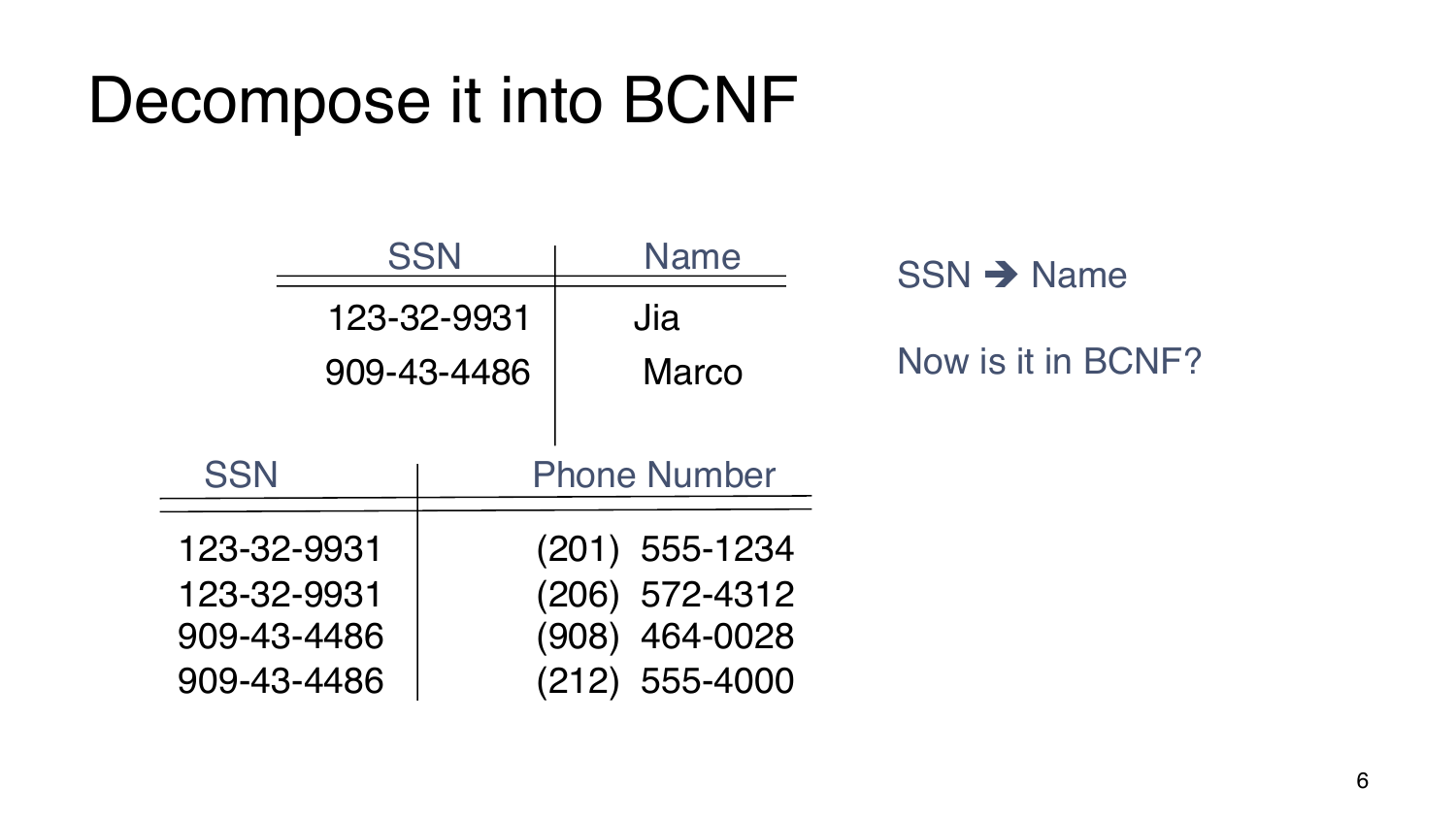# Decompose it into BCNF

| SSN | Name |
|---|---|
| 123-32-9931 | Jia |
| 909-43-4486 | Marco |

| SSN | Phone Number |
|---|---|
| 123-32-9931 | (201) 555-1234 |
| 123-32-9931 | (206) 572-4312 |
| 909-43-4486 | (908) 464-0028 |
| 909-43-4486 | (212) 555-4000 |

SSN → Name

Now is it in BCNF?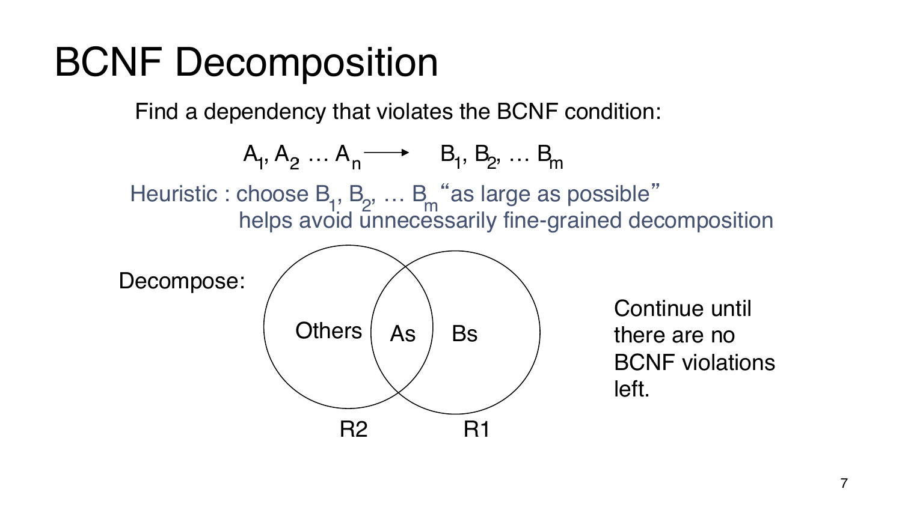# BCNF Decomposition

Find a dependency that violates the BCNF condition:

$$A_1, A_2 \ldots A_n \longrightarrow B_1, B_2, \ldots B_m$$

Heuristic : choose $B_1, B_2, \ldots B_m$ "as large as possible" helps avoid unnecessarily fine-grained decomposition

Decompose:

Others | As | Bs

R2 | R1

Continue until there are no BCNF violations left.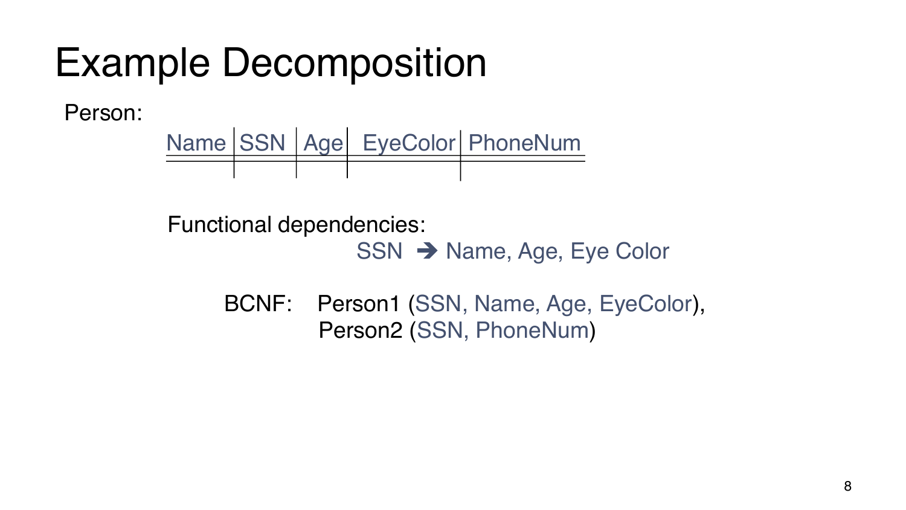# Example Decomposition

Person:

| Name | SSN | Age | EyeColor | PhoneNum |
|---|---|---|---|---|
| | | | | |

Functional dependencies:

SSN ➔ Name, Age, Eye Color

BCNF: Person1 (SSN, Name, Age, EyeColor),
Person2 (SSN, PhoneNum)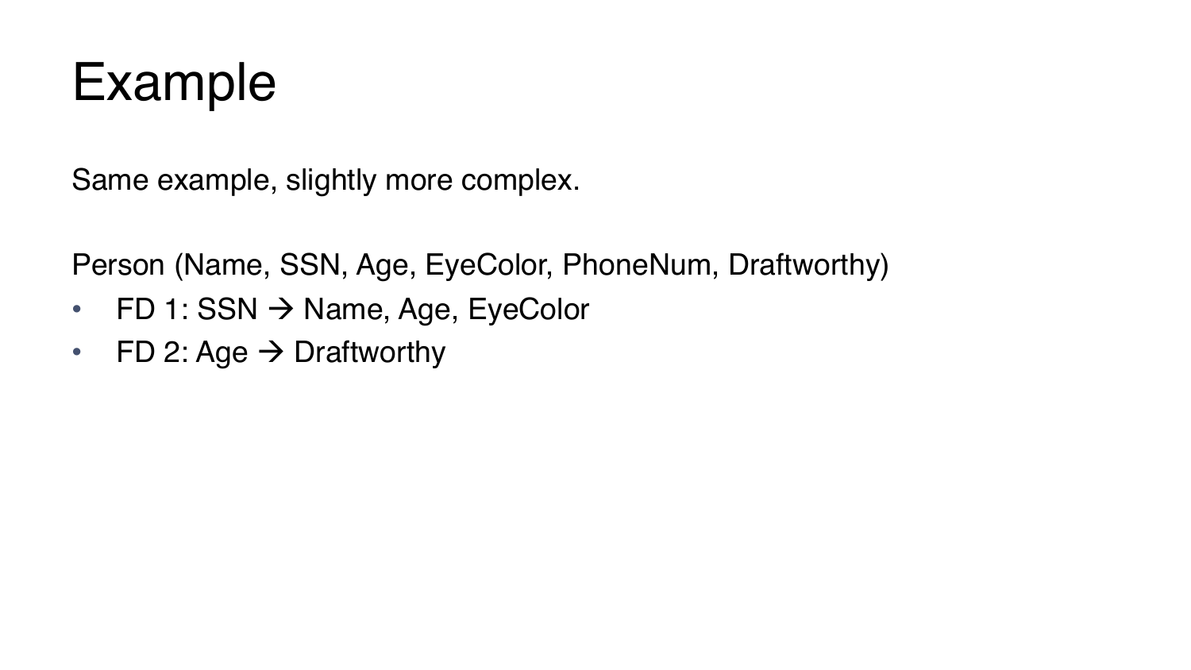# Example

Same example, slightly more complex.

Person (Name, SSN, Age, EyeColor, PhoneNum, Draftworthy)

- FD 1: SSN → Name, Age, EyeColor
- FD 2: Age → Draftworthy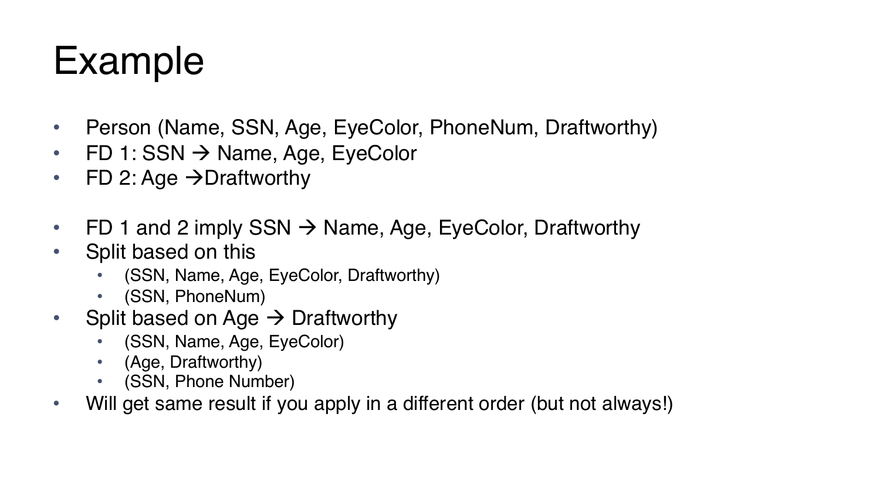# Example

- Person (Name, SSN, Age, EyeColor, PhoneNum, Draftworthy)
- FD 1: SSN → Name, Age, EyeColor
- FD 2: Age →Draftworthy

- FD 1 and 2 imply SSN → Name, Age, EyeColor, Draftworthy
- Split based on this
  - (SSN, Name, Age, EyeColor, Draftworthy)
  - (SSN, PhoneNum)
- Split based on Age → Draftworthy
  - (SSN, Name, Age, EyeColor)
  - (Age, Draftworthy)
  - (SSN, Phone Number)
- Will get same result if you apply in a different order (but not always!)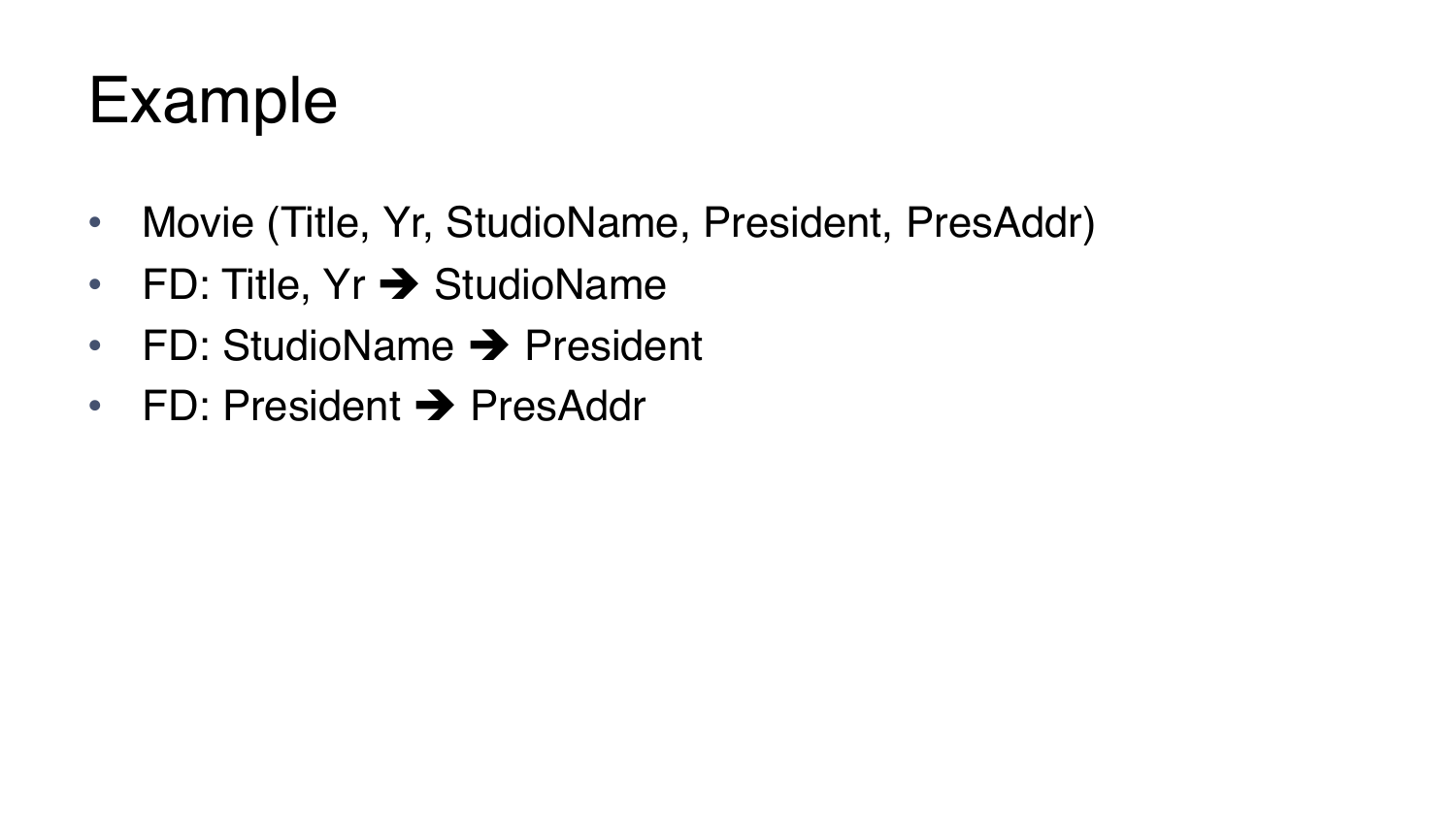# Example

- Movie (Title, Yr, StudioName, President, PresAddr)
- FD: Title, Yr ➔ StudioName
- FD: StudioName ➔ President
- FD: President ➔ PresAddr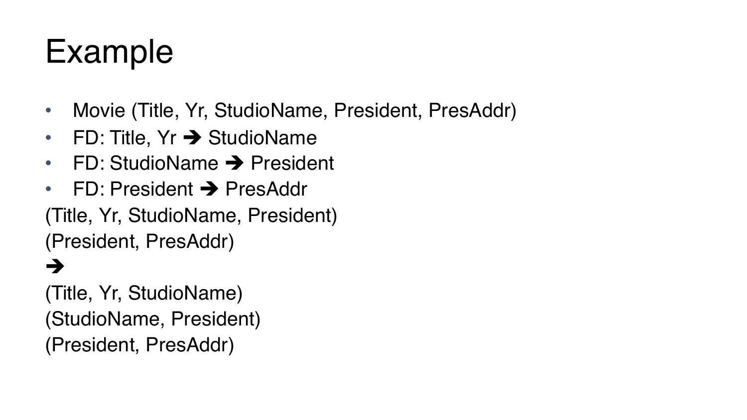# Example

- Movie (Title, Yr, StudioName, President, PresAddr)
- FD: Title, Yr ➔ StudioName
- FD: StudioName ➔ President
- FD: President ➔ PresAddr

(Title, Yr, StudioName, President)

(President, PresAddr)

➔

(Title, Yr, StudioName)

(StudioName, President)

(President, PresAddr)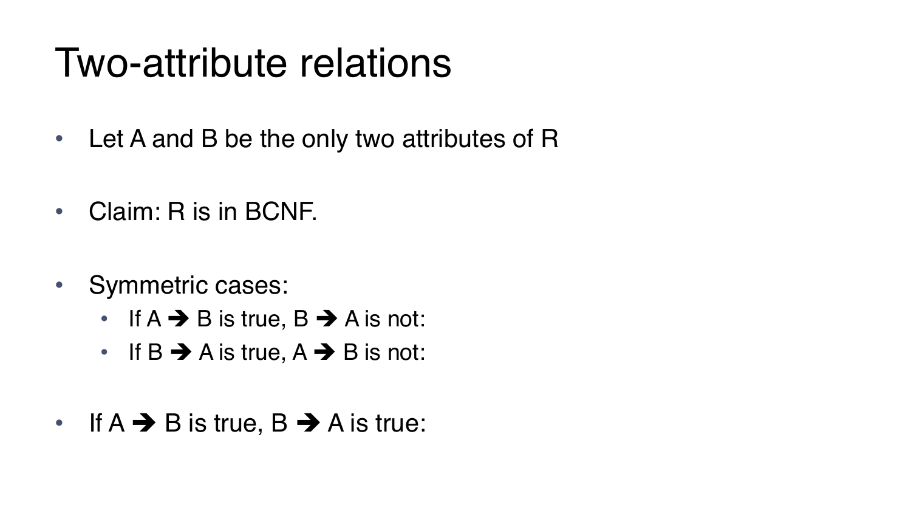# Two-attribute relations

- Let A and B be the only two attributes of R
- Claim: R is in BCNF.
- Symmetric cases:
  - If A ➔ B is true, B ➔ A is not:
  - If B ➔ A is true, A ➔ B is not:
- If A ➔ B is true, B ➔ A is true: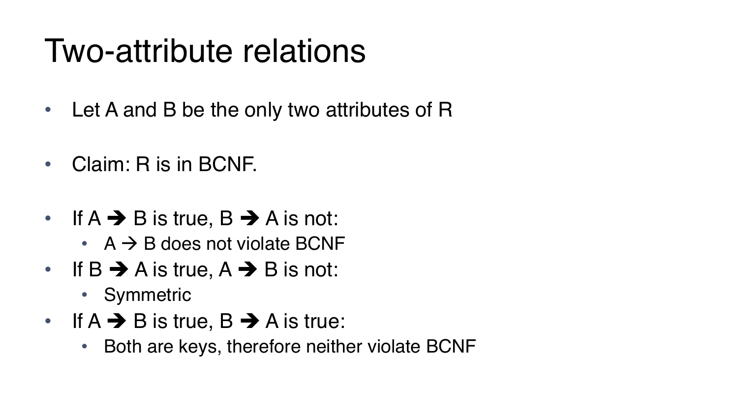# Two-attribute relations

- Let A and B be the only two attributes of R
- Claim: R is in BCNF.
- If A ➔ B is true, B ➔ A is not:
  - A → B does not violate BCNF
- If B ➔ A is true, A ➔ B is not:
  - Symmetric
- If A ➔ B is true, B ➔ A is true:
  - Both are keys, therefore neither violate BCNF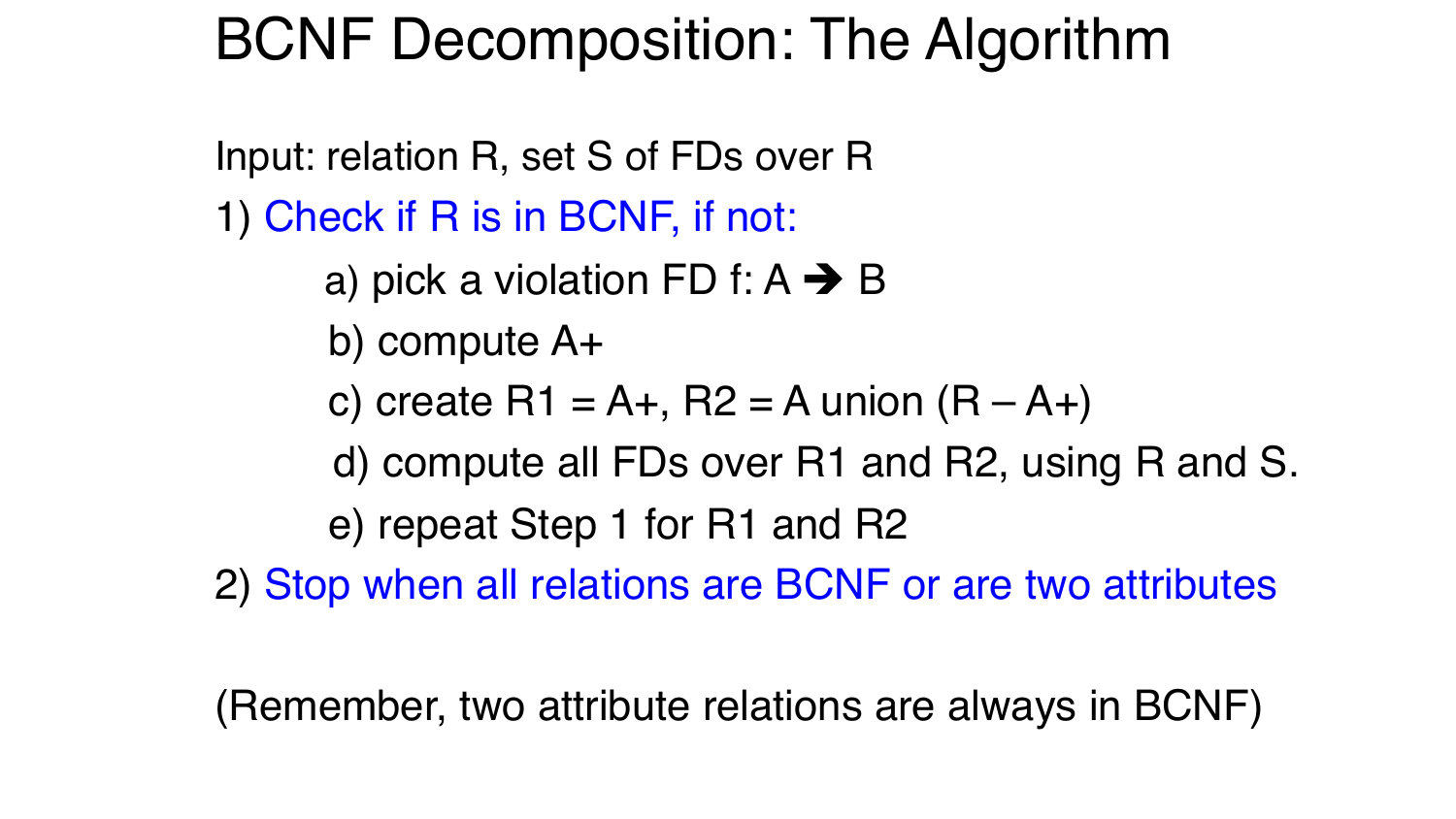# BCNF Decomposition: The Algorithm

Input: relation R, set S of FDs over R

1) Check if R is in BCNF, if not:
   - a) pick a violation FD f: A ➔ B
   - b) compute A+
   - c) create R1 = A+, R2 = A union (R – A+)
   - d) compute all FDs over R1 and R2, using R and S.
   - e) repeat Step 1 for R1 and R2

2) Stop when all relations are BCNF or are two attributes

(Remember, two attribute relations are always in BCNF)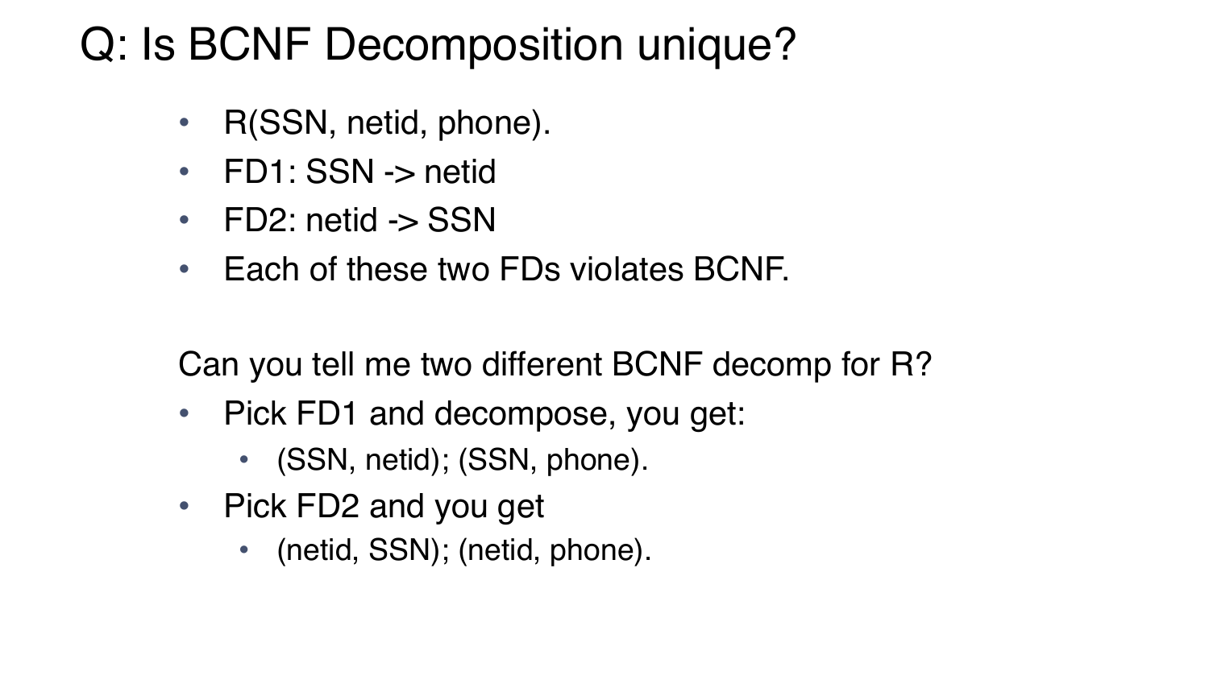# Q: Is BCNF Decomposition unique?

- R(SSN, netid, phone).
- FD1: SSN -> netid
- FD2: netid -> SSN
- Each of these two FDs violates BCNF.

Can you tell me two different BCNF decomp for R?

- Pick FD1 and decompose, you get:
  - (SSN, netid); (SSN, phone).
- Pick FD2 and you get
  - (netid, SSN); (netid, phone).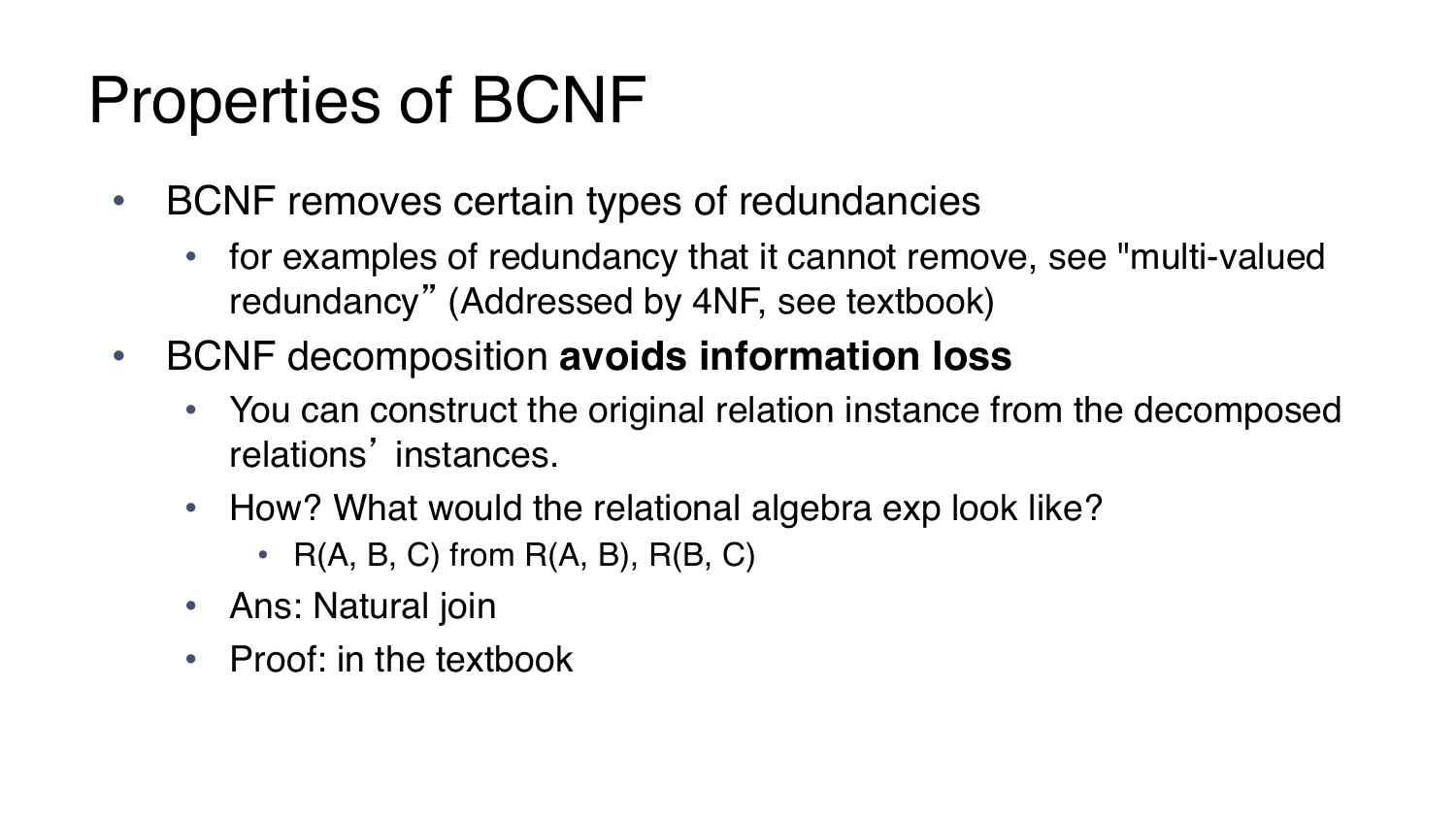# Properties of BCNF

- BCNF removes certain types of redundancies
  - for examples of redundancy that it cannot remove, see "multi-valued redundancy" (Addressed by 4NF, see textbook)
- BCNF decomposition **avoids information loss**
  - You can construct the original relation instance from the decomposed relations' instances.
  - How? What would the relational algebra exp look like?
    - R(A, B, C) from R(A, B), R(B, C)
  - Ans: Natural join
  - Proof: in the textbook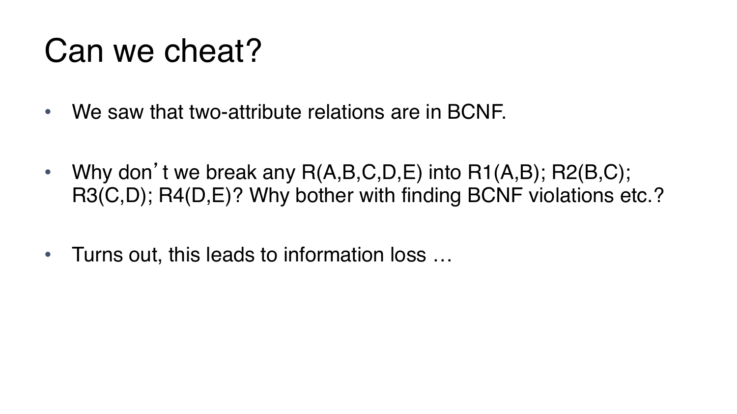# Can we cheat?

- We saw that two-attribute relations are in BCNF.
- Why don't we break any R(A,B,C,D,E) into R1(A,B); R2(B,C); R3(C,D); R4(D,E)? Why bother with finding BCNF violations etc.?
- Turns out, this leads to information loss …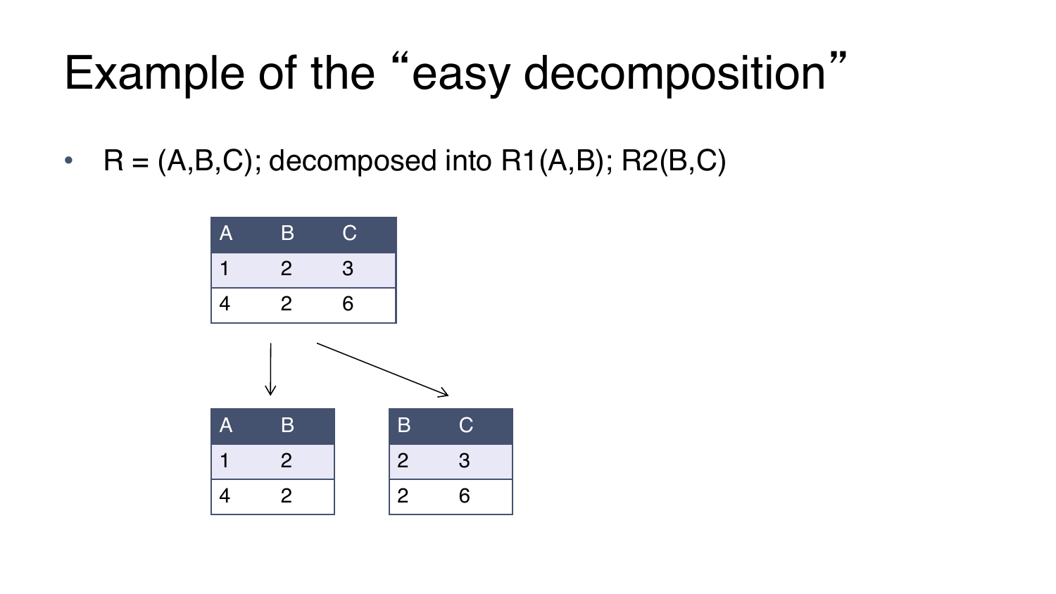# Example of the "easy decomposition"

- R = (A,B,C); decomposed into R1(A,B); R2(B,C)

| A | B | C |
|---|---|---|
| 1 | 2 | 3 |
| 4 | 2 | 6 |

| A | B |
|---|---|
| 1 | 2 |
| 4 | 2 |

| B | C |
|---|---|
| 2 | 3 |
| 2 | 6 |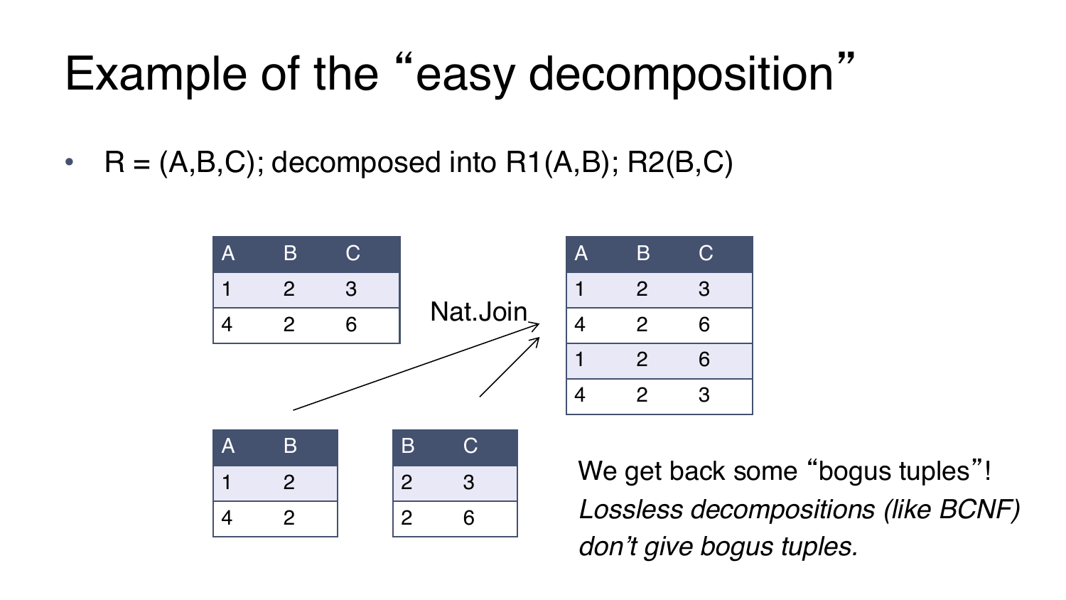# Example of the "easy decomposition"

- R = (A,B,C); decomposed into R1(A,B); R2(B,C)

| A | B | C |
|---|---|---|
| 1 | 2 | 3 |
| 4 | 2 | 6 |

| A | B |
|---|---|
| 1 | 2 |
| 4 | 2 |

| B | C |
|---|---|
| 2 | 3 |
| 2 | 6 |

Nat.Join

| A | B | C |
|---|---|---|
| 1 | 2 | 3 |
| 4 | 2 | 6 |
| 1 | 2 | 6 |
| 4 | 2 | 3 |

We get back some "bogus tuples"!
*Lossless decompositions (like BCNF) don't give bogus tuples.*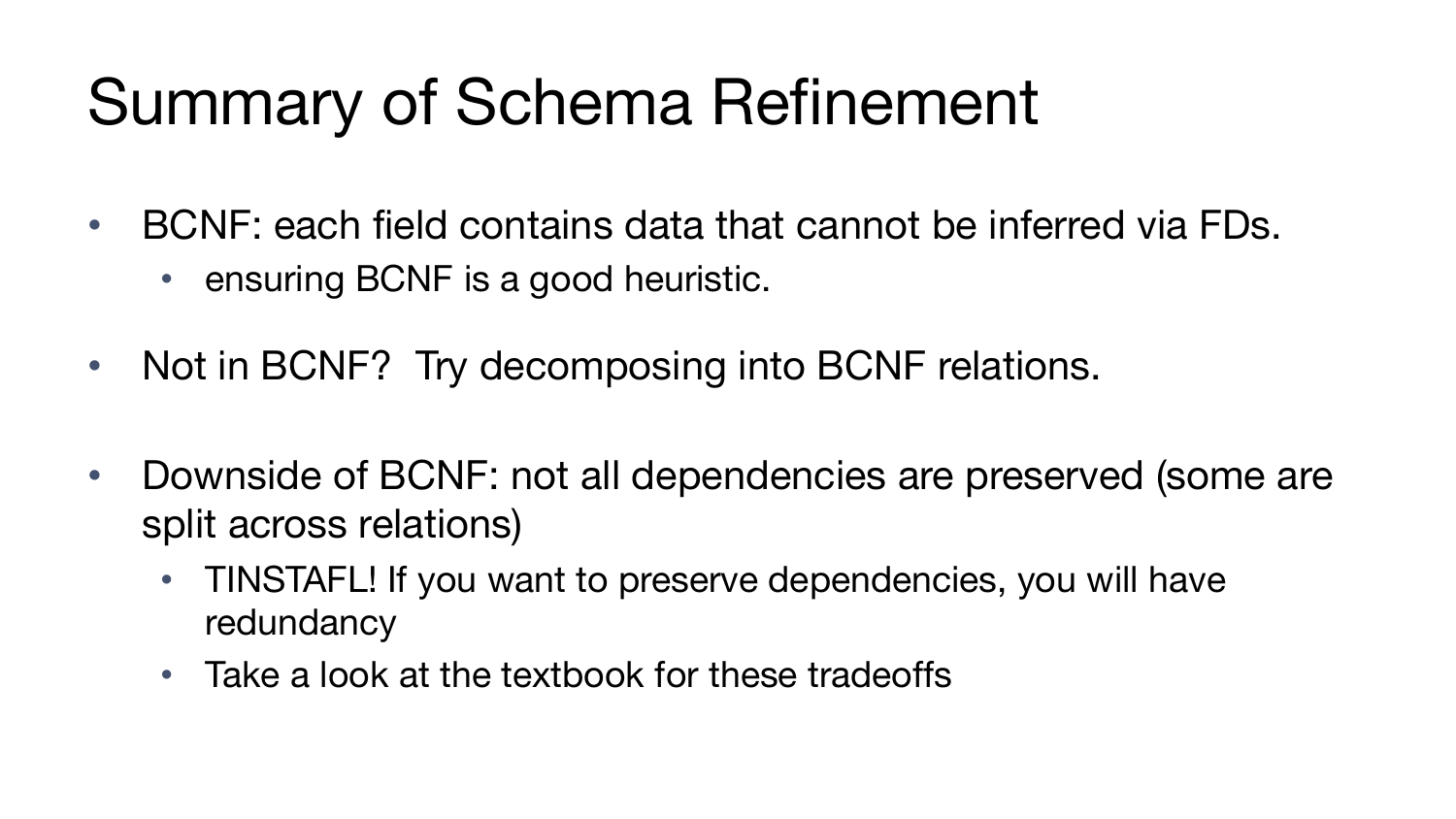# Summary of Schema Refinement

- BCNF: each field contains data that cannot be inferred via FDs.
  - ensuring BCNF is a good heuristic.
- Not in BCNF? Try decomposing into BCNF relations.
- Downside of BCNF: not all dependencies are preserved (some are split across relations)
  - TINSTAFL! If you want to preserve dependencies, you will have redundancy
  - Take a look at the textbook for these tradeoffs